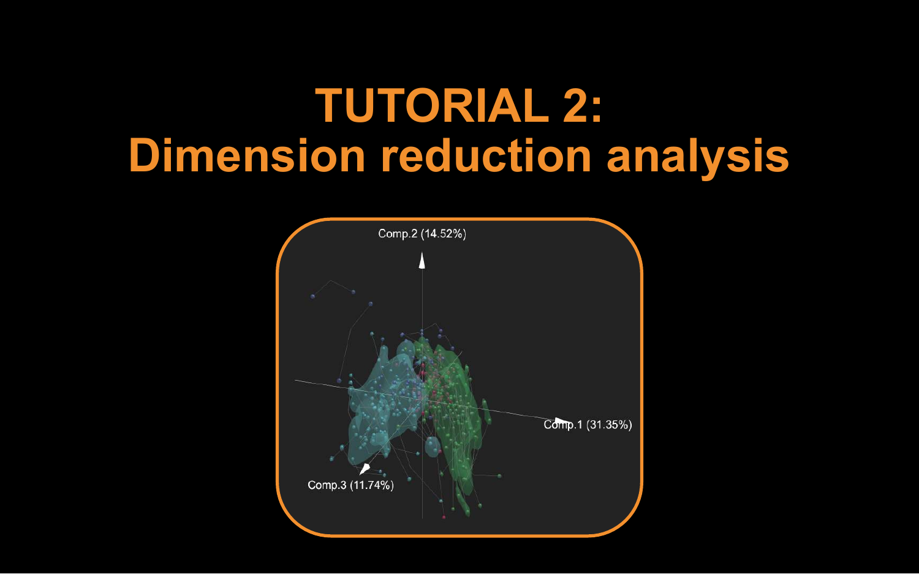# TUTORIAL 2:
# Dimension reduction analysis

Comp.2 (14.52%)

Comp.1 (31.35%)

Comp.3 (11.74%)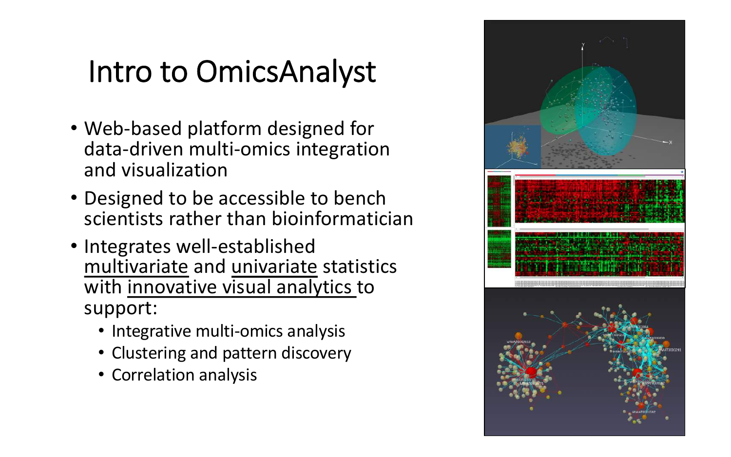# Intro to OmicsAnalyst

- Web-based platform designed for data-driven multi-omics integration and visualization
- Designed to be accessible to bench scientists rather than bioinformatician
- Integrates well-established multivariate and univariate statistics with innovative visual analytics to support:
  - Integrative multi-omics analysis
  - Clustering and pattern discovery
  - Correlation analysis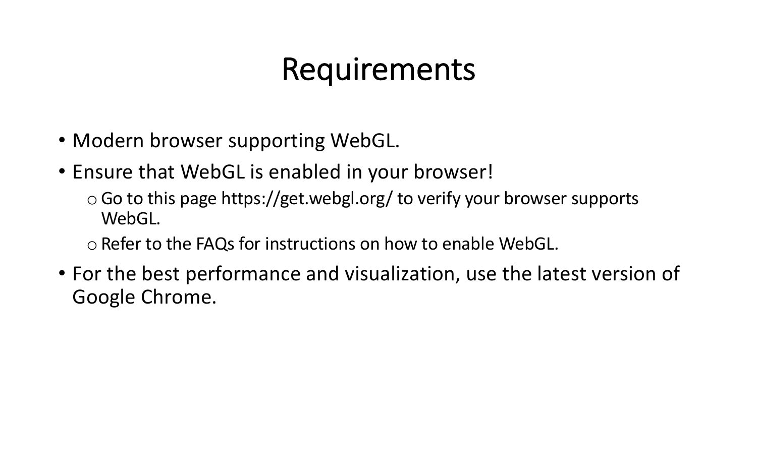# Requirements

- Modern browser supporting WebGL.
- Ensure that WebGL is enabled in your browser!
  - Go to this page https://get.webgl.org/ to verify your browser supports WebGL.
  - Refer to the FAQs for instructions on how to enable WebGL.
- For the best performance and visualization, use the latest version of Google Chrome.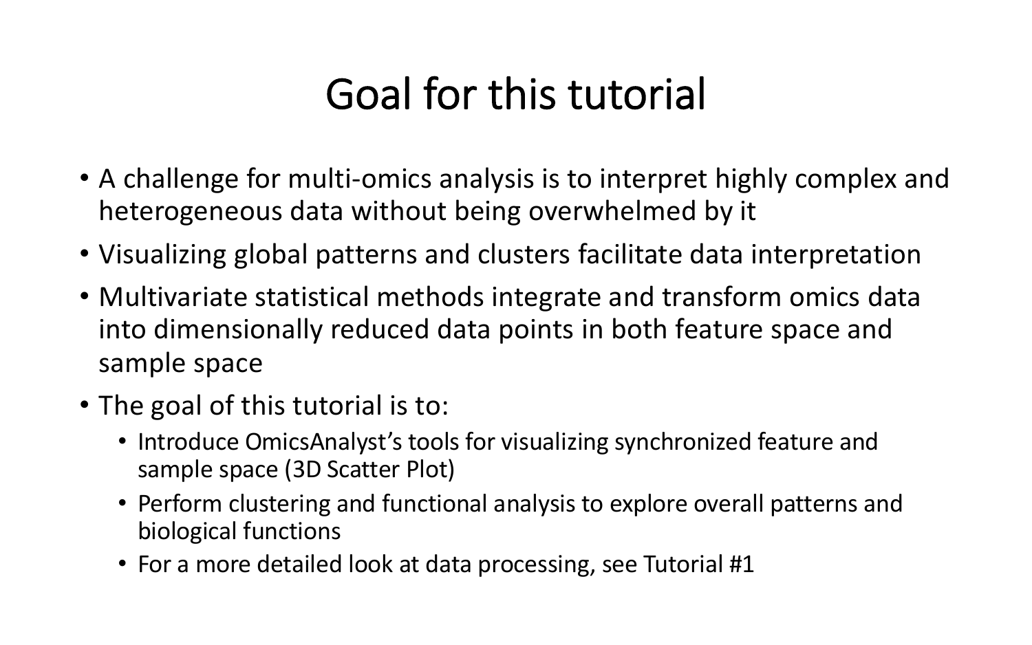# Goal for this tutorial

- A challenge for multi-omics analysis is to interpret highly complex and heterogeneous data without being overwhelmed by it
- Visualizing global patterns and clusters facilitate data interpretation
- Multivariate statistical methods integrate and transform omics data into dimensionally reduced data points in both feature space and sample space
- The goal of this tutorial is to:
  - Introduce OmicsAnalyst's tools for visualizing synchronized feature and sample space (3D Scatter Plot)
  - Perform clustering and functional analysis to explore overall patterns and biological functions
  - For a more detailed look at data processing, see Tutorial #1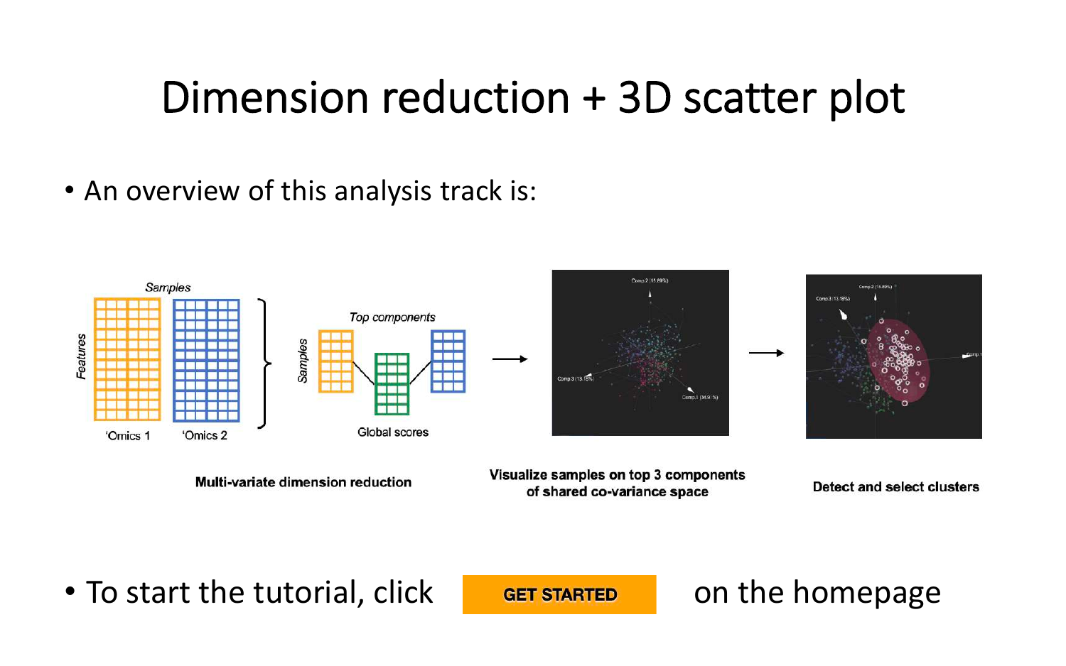# Dimension reduction + 3D scatter plot

- An overview of this analysis track is:

Samples

Features

'Omics 1

'Omics 2

Top components

Samples

Global scores

Comp.2 (15.89%)

Comp.3 (13.18%)

Comp.1 (34.91%)

**Multi-variate dimension reduction**

**Visualize samples on top 3 components of shared co-variance space**

**Detect and select clusters**

- To start the tutorial, click **GET STARTED** on the homepage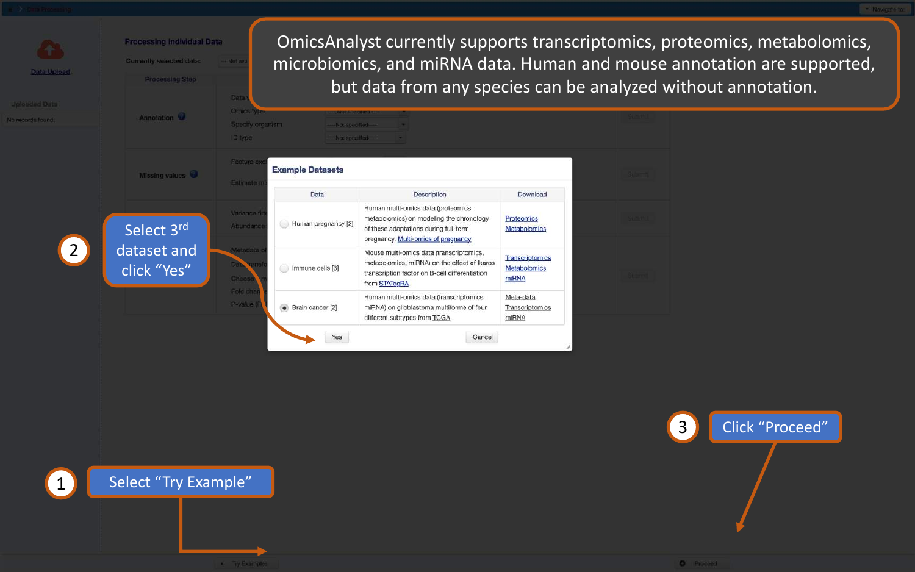OmicsAnalyst currently supports transcriptomics, proteomics, metabolomics, microbiomics, and miRNA data. Human and mouse annotation are supported, but data from any species can be analyzed without annotation.

**Example Datasets**

| Data | Description | Download |
| --- | --- | --- |
| Human pregnancy [2] | Human multi-omics data (proteomics, metabolomics) on modeling the chronology of these adaptations during full-term pregnancy. Multi-omics of pregnancy | Proteomics<br>Metabolomics |
| Immune cells [3] | Mouse multi-omics data (transcriptomics, metabolomics, miRNA) on the effect of Ikaros transcription factor on B-cell differentiation from STATegRA | Transcriptomics<br>Metabolomics<br>miRNA |
| Brain cancer [2] | Human multi-omics data (transcriptomics, miRNA) on glioblastoma multiforme of four different subtypes from TCGA. | Meta-data<br>Transcriptomics<br>miRNA |

Yes | Cancel

1. Select “Try Example”
2. Select 3rd dataset and click “Yes”
3. Click “Proceed”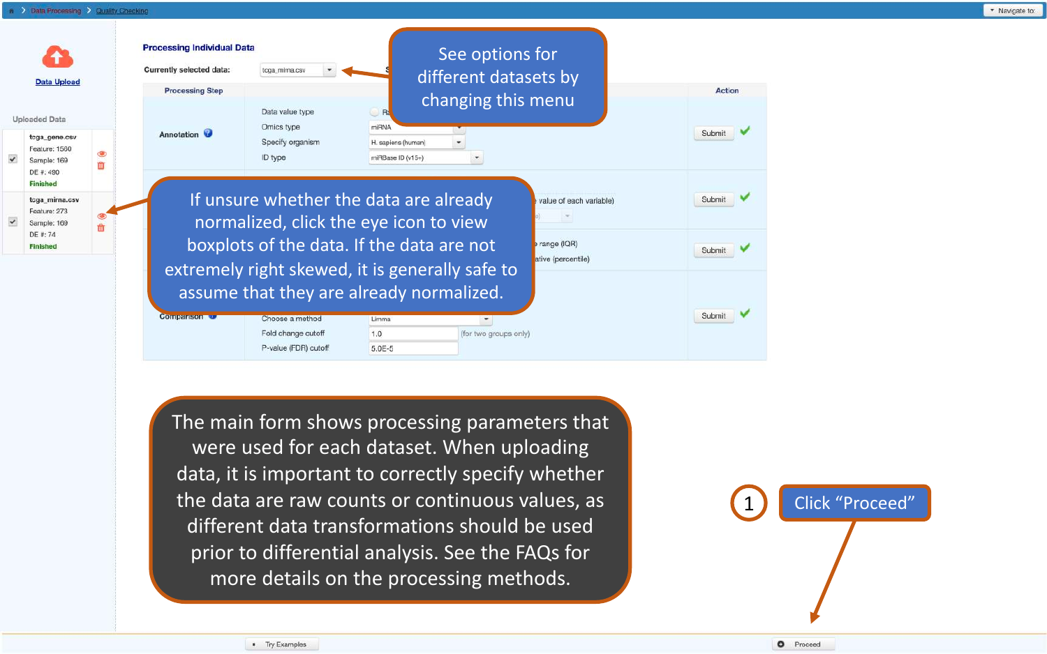Data Processing > Quality Checking

Navigate to:

## Processing Individual Data

Currently selected data: tcga_mirna.csv

See options for different datasets by changing this menu

Data Upload

Uploaded Data

tcga_gene.csv
Feature: 1560
Sample: 169
DE #: 490
Finished

tcga_mirna.csv
Feature: 273
Sample: 169
DE #: 74
Finished

| Processing Step | | Action |
|---|---|---|
| Annotation | Data value type: Ra... <br> Omics type: miRNA <br> Specify organism: H. sapiens (human) <br> ID type: miRBase ID (v15+) | Submit |
| | ...value of each variable) | Submit |
| | ...range (IQR) <br> ...ative (percentile) | Submit |
| Comparison | Choose a method: Limma <br> Fold change cutoff: 1.0 (for two groups only) <br> P-value (FDR) cutoff: 5.0E-5 | Submit |

If unsure whether the data are already normalized, click the eye icon to view boxplots of the data. If the data are not extremely right skewed, it is generally safe to assume that they are already normalized.

The main form shows processing parameters that were used for each dataset. When uploading data, it is important to correctly specify whether the data are raw counts or continuous values, as different data transformations should be used prior to differential analysis. See the FAQs for more details on the processing methods.

1 Click "Proceed"

Try Examples

Proceed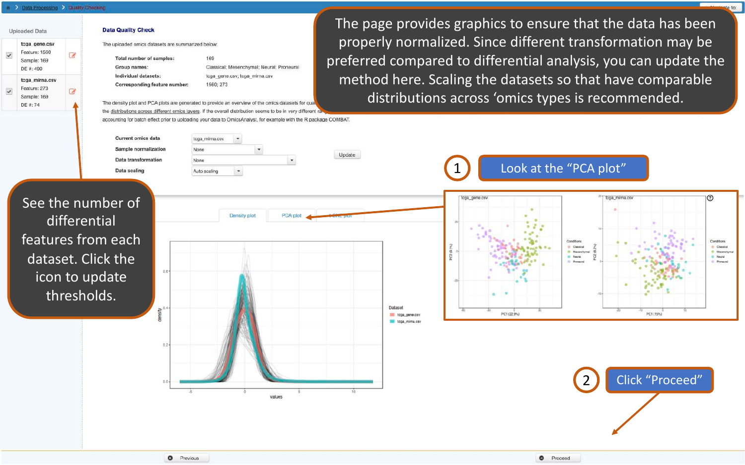Data Processing > Quality Checking

Uploaded Data

tcga_gene.csv
Feature: 1560
Sample: 169
DE #: 490

tcga_mirna.csv
Feature: 273
Sample: 169
DE #: 74

**Data Quality Check**

The uploaded omics datasets are summarized below:

**Total number of samples:** 169
**Group names:** Classical; Mesenchymal; Neural; Proneural
**Individual datasets:** tcga_gene.csv; tcga_mirna.csv
**Corresponding feature number:** 1560; 273

The density plot and PCA plots are generated to provide an overview of the omics datasets for qua... the distributions across different omics layers. If the overall distribution seems to be in very different ra... accounting for batch effect prior to uploading your data to OmicsAnalyst, for example with the R package COMBAT.

Current omics data: tcga_mirna.csv
Sample normalization: None
Data transformation: None
Data scaling: Auto scaling
Update

The page provides graphics to ensure that the data has been properly normalized. Since different transformation may be preferred compared to differential analysis, you can update the method here. Scaling the datasets so that have comparable distributions across 'omics types is recommended.

See the number of differential features from each dataset. Click the icon to update thresholds.

1 Look at the "PCA plot"

2 Click "Proceed"

Density plot | PCA plot | t-SNE plot

density
values
Dataset
tcga_gene.csv
tcga_mirna.csv

tcga_gene.csv
PC1 (22.9%)
PC2 (9.1%)
tcga_mirna.csv
PC1 (15%)
PC2 (8.2%)
Conditions
Classical
Mesenchymal
Neural
Proneural

Previous
Proceed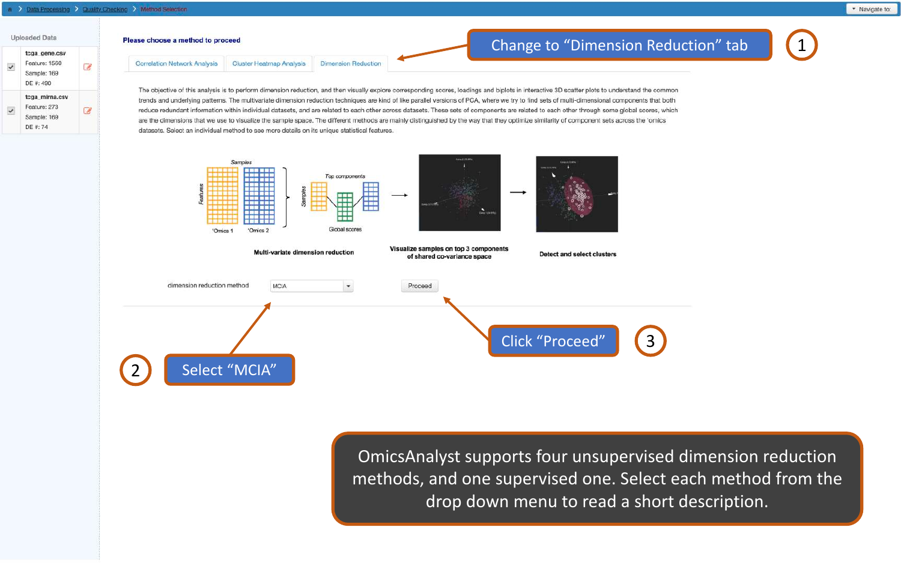Data Processing > Quality Checking > Method Selection

Navigate to:

Uploaded Data

tcga_gene.csv
Feature: 1560
Sample: 169
DE #: 490

tcga_mirna.csv
Feature: 273
Sample: 169
DE #: 74

**Please choose a method to proceed**

Correlation Network Analysis | Cluster Heatmap Analysis | Dimension Reduction

The objective of this analysis is to perform dimension reduction, and then visually explore corresponding scores, loadings and biplots in interactive 3D scatter plots to understand the common trends and underlying patterns. The multivariate dimension reduction techniques are kind of like parallel versions of PCA, where we try to find sets of multi-dimensional components that both reduce redundant information within individual datasets, and are related to each other across datasets. These sets of components are related to each other through some global scores, which are the dimensions that we use to visualize the sample space. The different methods are mainly distinguished by the way that they optimize similarity of component sets across the 'omics datasets. Select an individual method to see more details on its unique statistical features.

Samples
Features
'Omics 1
'Omics 2
Top components
Samples
Global scores

**Multi-variate dimension reduction**

**Visualize samples on top 3 components of shared co-variance space**

**Detect and select clusters**

dimension reduction method: MCIA

Proceed

1 Change to "Dimension Reduction" tab

2 Select "MCIA"

3 Click "Proceed"

OmicsAnalyst supports four unsupervised dimension reduction methods, and one supervised one. Select each method from the drop down menu to read a short description.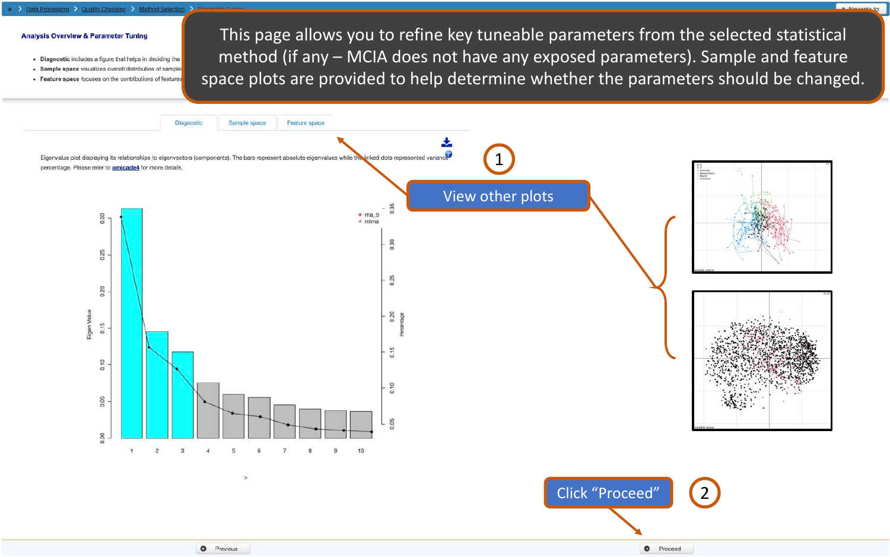Data Processing > Quality Checking > Method Selection > Parameter Tuning

Navigate to:

**Analysis Overview & Parameter Tuning**

- **Diagnostic** includes a figure that helps in deciding the
- **Sample space** visualizes overall distribution of sample
- **Feature space** focuses on the contributions of features

This page allows you to refine key tuneable parameters from the selected statistical method (if any – MCIA does not have any exposed parameters). Sample and feature space plots are provided to help determine whether the parameters should be changed.

Diagnostic | Sample space | Feature space

Eigenvalue plot displaying its relationships to eigenvectors (components). The bars represent absolute eigenvalues while the linked dots represented variance percentage. Please refer to **omicade4** for more details.

Eigen Value

0.00
0.05
0.10
0.15
0.20
0.25
0.30

Percentage

0.05
0.10
0.15
0.20
0.25
0.30
0.35

1 2 3 4 5 6 7 8 9 10

rna_b
mirna

1

View other plots

Click "Proceed"

2

Previous

Proceed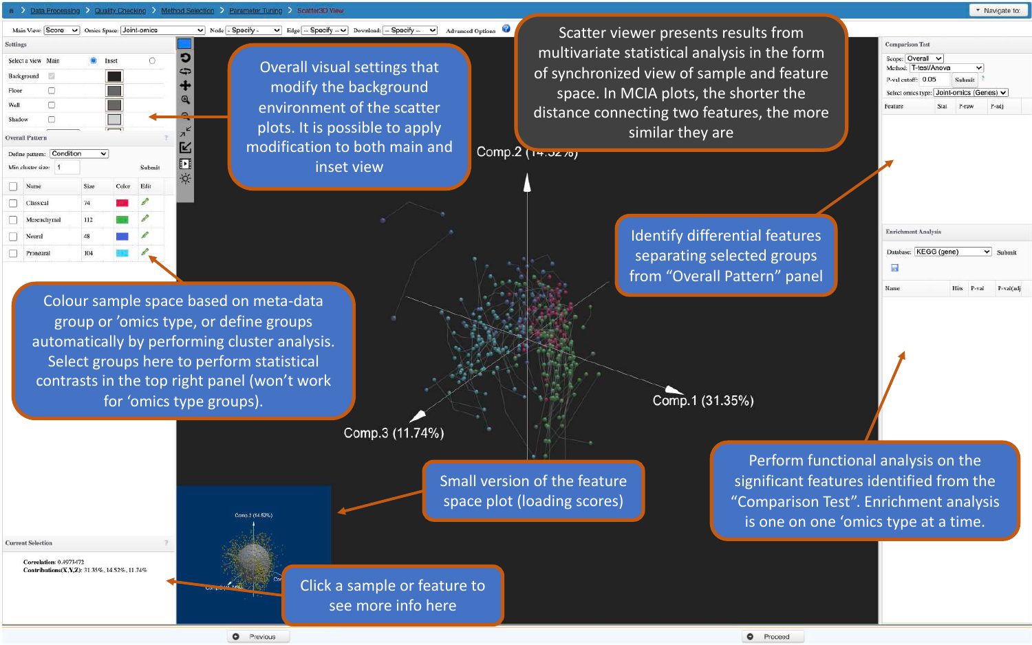Data Processing > Quality Checking > Method Selection > Parameter Tuning > Scatter3D View

Navigate to:

Main View: Score | Omics Space: Joint-omics | Node: -- Specify -- | Edge: -- Specify -- | Download: -- Specify -- | Advanced Options

Settings

Select a view: Main | Inset

Background

Floor

Wall

Shadow

Overall Pattern

Define pattern: Condition

Min cluster size: 1 | Submit

| | Name | Size | Color | Edit |
|---|---|---|---|---|
| | Classical | 74 | | |
| | Mesenchymal | 112 | | |
| | Neural | 48 | | |
| | Proneural | 104 | | |

Current Selection

Correlation: 0.4973472

Contributions(X,Y,Z): 31.35%, 14.52%, 11.74%

Comp.2 (14.52%)

Comp.1 (31.35%)

Comp.3 (11.74%)

Comparison Test

Scope: Overall

Method: T-test/Anova

P-val cutoff: 0.05 | Submit

Select omics type: Joint-omics (Genes)

| Feature | Stat | P-raw | P-adj |
|---|---|---|---|

Enrichment Analysis

Database: KEGG (gene) | Submit

| Name | Hits | P-val | P-val(adj) |
|---|---|---|---|

Previous | Proceed

Overall visual settings that modify the background environment of the scatter plots. It is possible to apply modification to both main and inset view

Scatter viewer presents results from multivariate statistical analysis in the form of synchronized view of sample and feature space. In MCIA plots, the shorter the distance connecting two features, the more similar they are

Identify differential features separating selected groups from "Overall Pattern" panel

Colour sample space based on meta-data group or 'omics type, or define groups automatically by performing cluster analysis. Select groups here to perform statistical contrasts in the top right panel (won't work for 'omics type groups).

Small version of the feature space plot (loading scores)

Perform functional analysis on the significant features identified from the "Comparison Test". Enrichment analysis is one on one 'omics type at a time.

Click a sample or feature to see more info here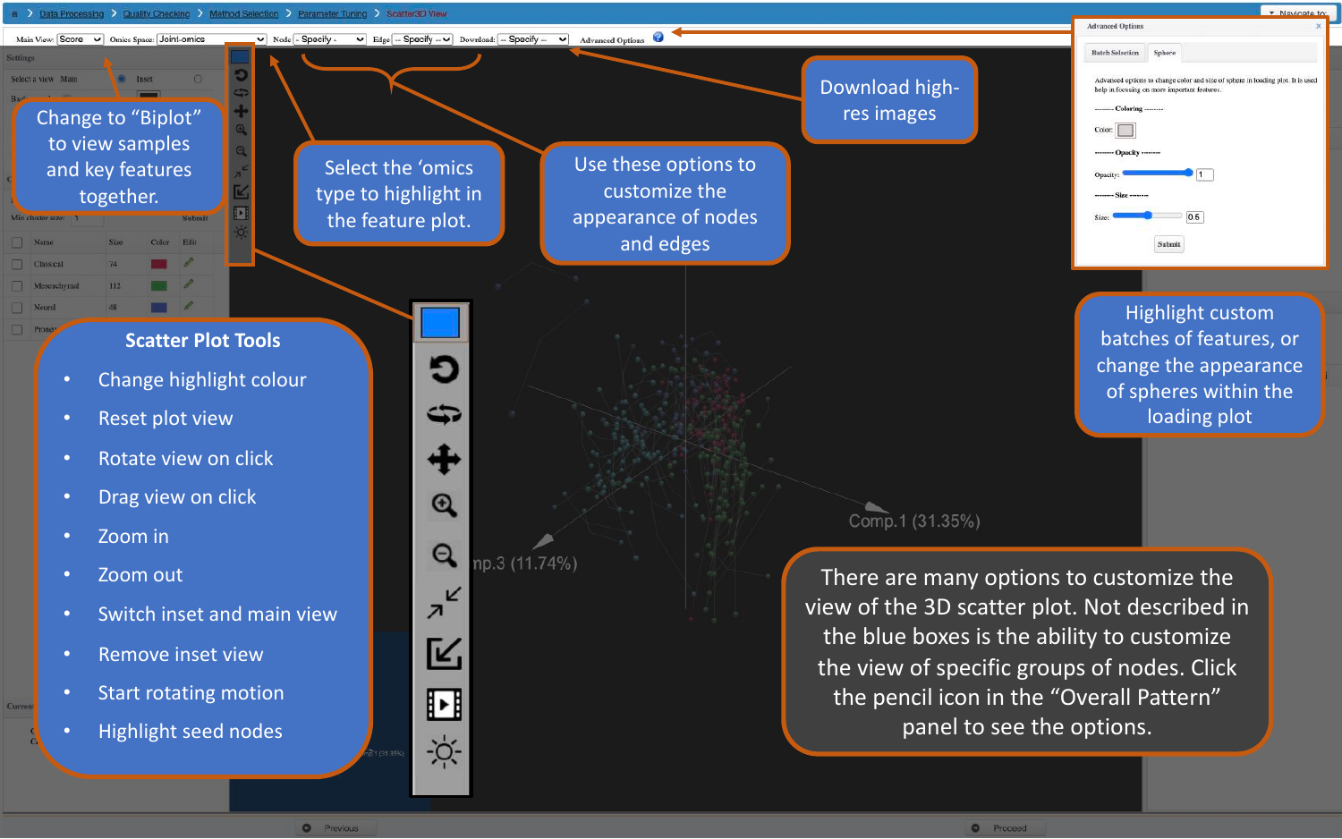Change to "Biplot" to view samples and key features together.

Select the 'omics type to highlight in the feature plot.

Use these options to customize the appearance of nodes and edges

Download high-res images

Highlight custom batches of features, or change the appearance of spheres within the loading plot

**Scatter Plot Tools**

- Change highlight colour
- Reset plot view
- Rotate view on click
- Drag view on click
- Zoom in
- Zoom out
- Switch inset and main view
- Remove inset view
- Start rotating motion
- Highlight seed nodes

There are many options to customize the view of the 3D scatter plot. Not described in the blue boxes is the ability to customize the view of specific groups of nodes. Click the pencil icon in the "Overall Pattern" panel to see the options.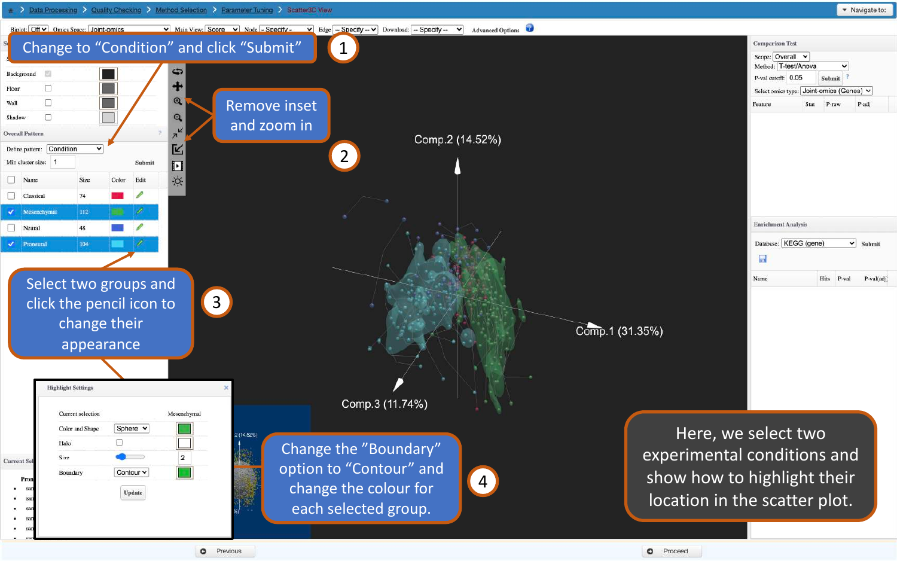Data Processing > Quality Checking > Method Selection > Parameter Tuning > Scatter3D View

Navigate to:

Biplot: Off | Omics Space: Joint-omics | Main View: Score | Node: - Specify - | Edge: -- Specify -- | Download: -- Specify -- | Advanced Options

Change to "Condition" and click "Submit"

1

Background

Floor

Wall

Shadow

Overall Pattern

Define pattern: Condition

Min cluster size: 1

Submit

| Name | Size | Color | Edit |
|---|---|---|---|
| Classical | 74 | | |
| Mesenchymal | 112 | | |
| Neural | 48 | | |
| Proneural | 104 | | |

Remove inset and zoom in

2

Comp.2 (14.52%)

Comp.1 (31.35%)

Comp.3 (11.74%)

Select two groups and click the pencil icon to change their appearance

3

Highlight Settings

Current selection | Mesenchymal

Color and Shape: Sphere

Halo

Size: 2

Boundary: Contour

Update

Change the "Boundary" option to "Contour" and change the colour for each selected group.

4

Comparison Test

Scope: Overall

Method: T-test/Anova

P-val cutoff: 0.05 Submit

Select omics type: Joint-omics (Genes)

| Feature | Stat | P-raw | P-adj |
|---|---|---|---|

Enrichment Analysis

Database: KEGG (gene) Submit

| Name | Hits | P-val | P-val(adj) |
|---|---|---|---|

Here, we select two experimental conditions and show how to highlight their location in the scatter plot.

Previous

Proceed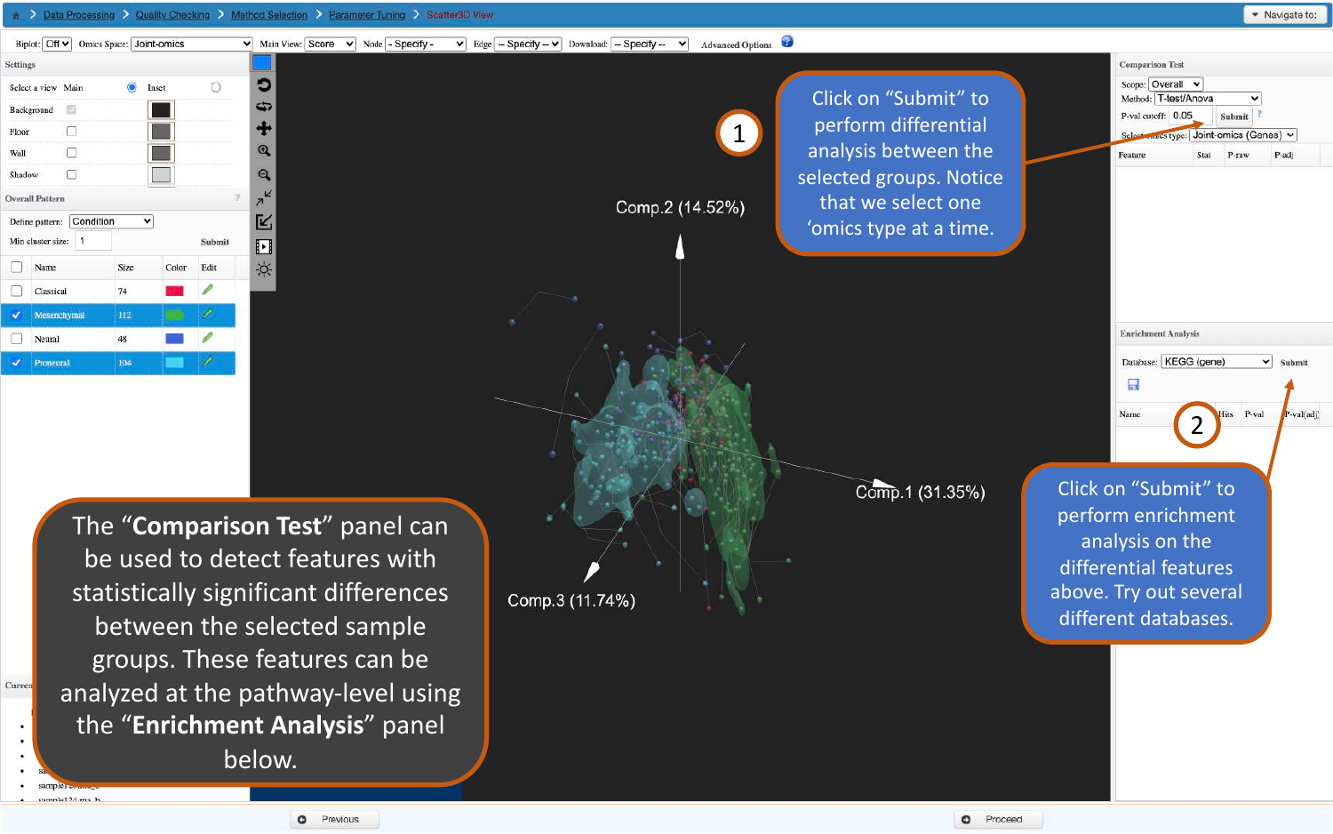Data Processing > Quality Checking > Method Selection > Parameter Tuning > Scatter3D View

Navigate to:

Biplot: Off | Omics Space: Joint-omics | Main View: Score | Node: - Specify - | Edge: -- Specify -- | Download: -- Specify -- | Advanced Options

Settings

Select a view: Main | Inset

Background

Floor

Wall

Shadow

Overall Pattern

Define pattern: Condition

Min cluster size: 1

Submit

| | Name | Size | Color | Edit |
|---|---|---|---|---|
| ☐ | Classical | 74 | | |
| ☑ | Mesenchymal | 112 | | |
| ☐ | Neural | 48 | | |
| ☑ | Proneural | 104 | | |

Comp.2 (14.52%)

Comp.1 (31.35%)

Comp.3 (11.74%)

Comparison Test

Scope: Overall

Method: T-test/Anova

P-val cutoff: 0.05 | Submit

Select omics type: Joint-omics (Genes)

| Feature | Stat | P-raw | P-adj |
|---|---|---|---|

Enrichment Analysis

Database: KEGG (gene) | Submit

| Name | Hits | P-val | P-val(adj) |
|---|---|---|---|

1 Click on “Submit” to perform differential analysis between the selected groups. Notice that we select one ‘omics type at a time.

2 Click on “Submit” to perform enrichment analysis on the differential features above. Try out several different databases.

The “**Comparison Test**” panel can be used to detect features with statistically significant differences between the selected sample groups. These features can be analyzed at the pathway-level using the “**Enrichment Analysis**” panel below.

Previous | Proceed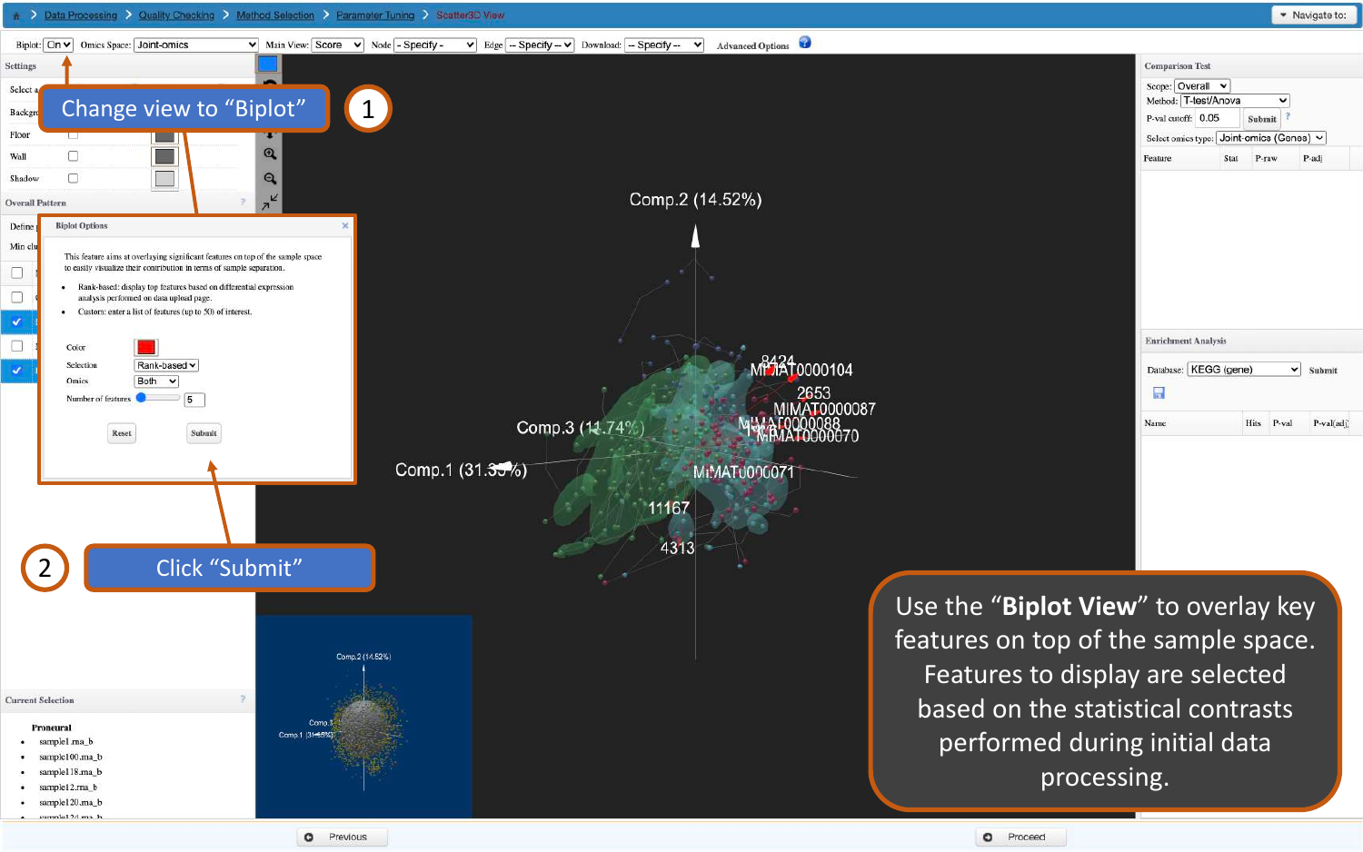Data Processing > Quality Checking > Method Selection > Parameter Tuning > Scatter3D View

Navigate to:

Biplot: On | Omics Space: Joint-omics | Main View: Score | Node: - Specify - | Edge: -- Specify -- | Download: -- Specify -- | Advanced Options

Change view to "Biplot"

1

Biplot Options

This feature aims at overlaying significant features on top of the sample space to easily visualize their contribution in terms of sample separation.

- Rank-based: display top features based on differential expression analysis performed on data upload page.
- Custom: enter a list of features (up to 50) of interest.

Color

Selection: Rank-based

Omics: Both

Number of features: 5

Reset | Submit

2

Click "Submit"

Comp.2 (14.52%)

Comp.3 (11.74%)

Comp.1 (31.35%)

MIMAT0000104

8424

2653

MIMAT0000087

MIMAT0000088

MIMAT0000070

MIMAT0000071

11167

4313

Comparison Test

Scope: Overall

Method: T-test/Anova

P-val cutoff: 0.05 Submit

Select omics type: Joint-omics (Genes)

Feature | Stat | P-raw | P-adj

Enrichment Analysis

Database: KEGG (gene) Submit

Name | Hits | P-val | P-val(adj)

Current Selection

Proneural

- sample1.rna_b
- sample100.rna_b
- sample118.rna_b
- sample12.rna_b
- sample120.rna_b

Use the "**Biplot View**" to overlay key features on top of the sample space. Features to display are selected based on the statistical contrasts performed during initial data processing.

Previous | Proceed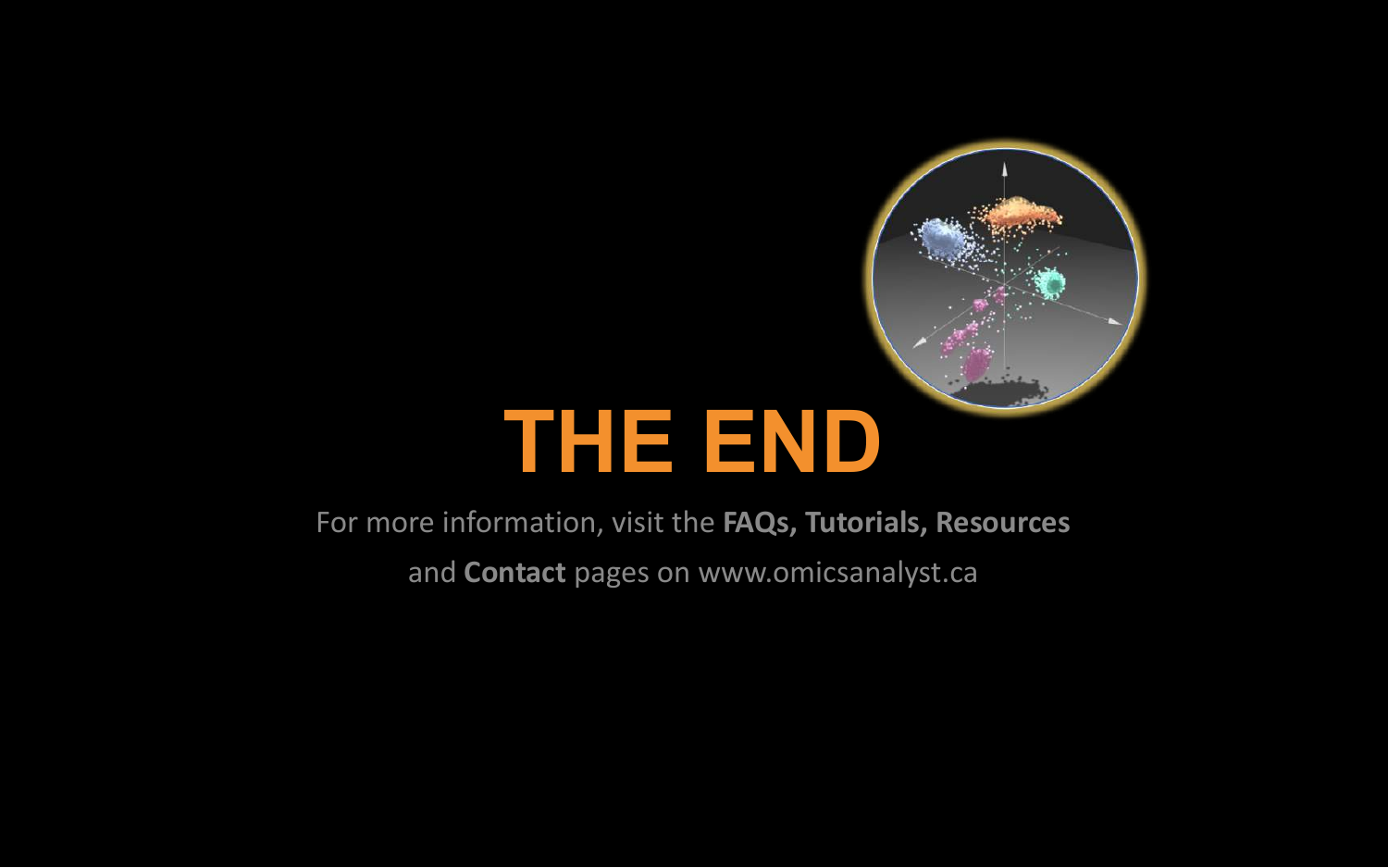# THE END

For more information, visit the **FAQs, Tutorials, Resources** and **Contact** pages on www.omicsanalyst.ca